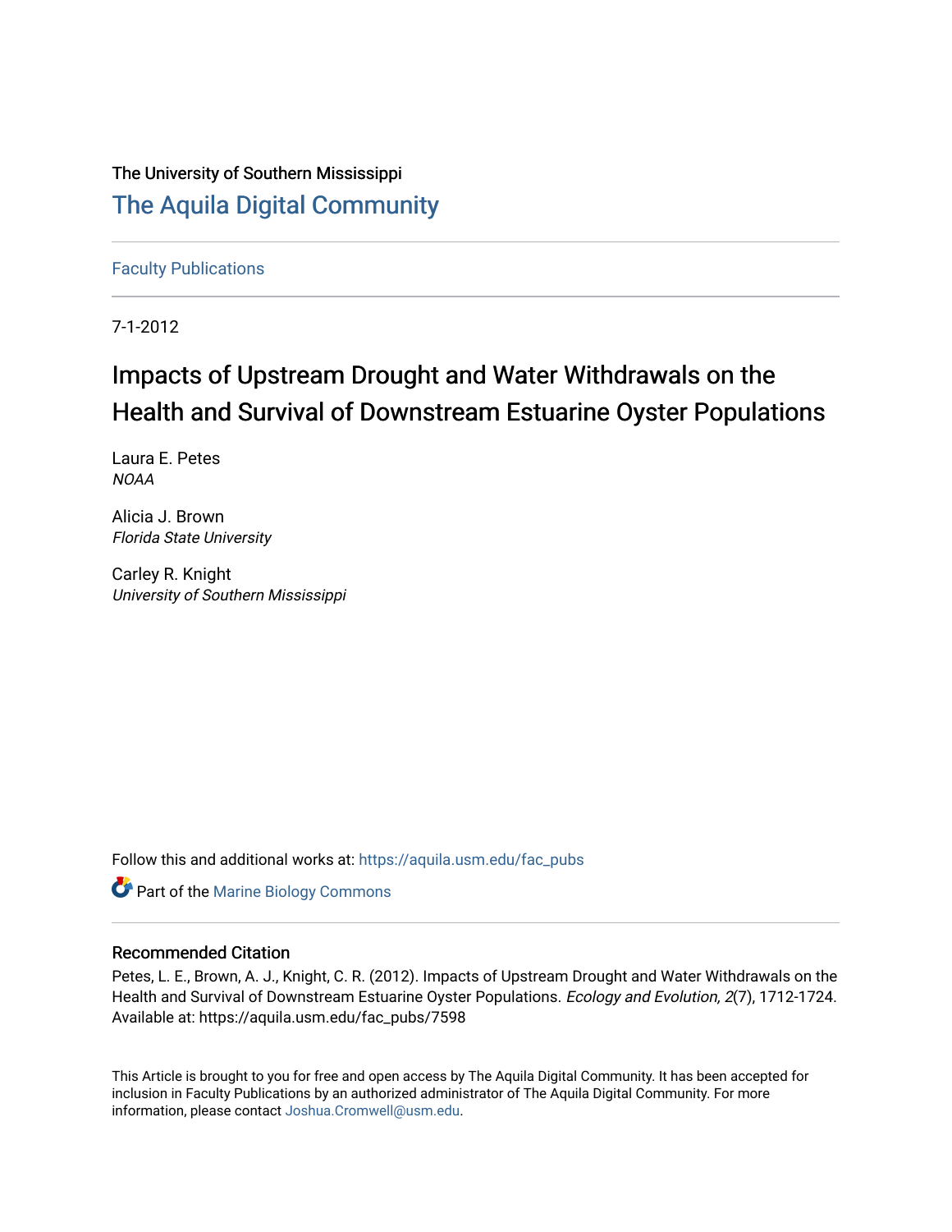The University of Southern Mississippi

# The Aquila Digital Community

Faculty Publications

7-1-2012

# Impacts of Upstream Drought and Water Withdrawals on the Health and Survival of Downstream Estuarine Oyster Populations

Laura E. Petes
*NOAA*

Alicia J. Brown
*Florida State University*

Carley R. Knight
*University of Southern Mississippi*

Follow this and additional works at: https://aquila.usm.edu/fac_pubs

Part of the Marine Biology Commons

## Recommended Citation

Petes, L. E., Brown, A. J., Knight, C. R. (2012). Impacts of Upstream Drought and Water Withdrawals on the Health and Survival of Downstream Estuarine Oyster Populations. *Ecology and Evolution, 2*(7), 1712-1724. Available at: https://aquila.usm.edu/fac_pubs/7598

This Article is brought to you for free and open access by The Aquila Digital Community. It has been accepted for inclusion in Faculty Publications by an authorized administrator of The Aquila Digital Community. For more information, please contact Joshua.Cromwell@usm.edu.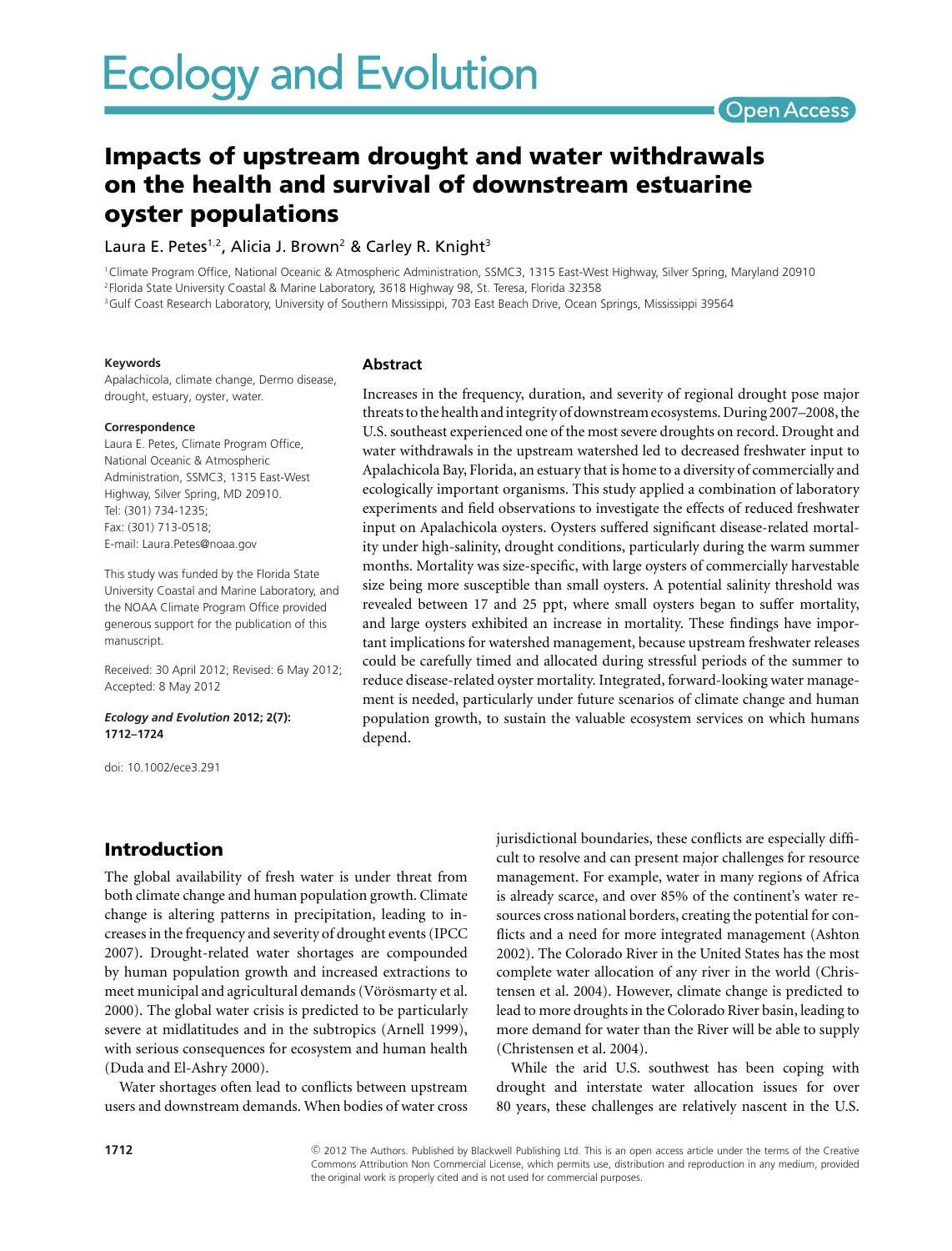# Impacts of upstream drought and water withdrawals on the health and survival of downstream estuarine oyster populations

Laura E. Petes[1,2], Alicia J. Brown[2] & Carley R. Knight[3]

[1]Climate Program Office, National Oceanic & Atmospheric Administration, SSMC3, 1315 East-West Highway, Silver Spring, Maryland 20910
[2]Florida State University Coastal & Marine Laboratory, 3618 Highway 98, St. Teresa, Florida 32358
[3]Gulf Coast Research Laboratory, University of Southern Mississippi, 703 East Beach Drive, Ocean Springs, Mississippi 39564

**Keywords**
Apalachicola, climate change, Dermo disease, drought, estuary, oyster, water.

**Correspondence**
Laura E. Petes, Climate Program Office, National Oceanic & Atmospheric Administration, SSMC3, 1315 East-West Highway, Silver Spring, MD 20910.
Tel: (301) 734-1235;
Fax: (301) 713-0518;
E-mail: Laura.Petes@noaa.gov

This study was funded by the Florida State University Coastal and Marine Laboratory, and the NOAA Climate Program Office provided generous support for the publication of this manuscript.

Received: 30 April 2012; Revised: 6 May 2012; Accepted: 8 May 2012

*Ecology and Evolution* **2012; 2(7): 1712–1724**

doi: 10.1002/ece3.291

## Abstract

Increases in the frequency, duration, and severity of regional drought pose major threats to the health and integrity of downstream ecosystems. During 2007–2008, the U.S. southeast experienced one of the most severe droughts on record. Drought and water withdrawals in the upstream watershed led to decreased freshwater input to Apalachicola Bay, Florida, an estuary that is home to a diversity of commercially and ecologically important organisms. This study applied a combination of laboratory experiments and field observations to investigate the effects of reduced freshwater input on Apalachicola oysters. Oysters suffered significant disease-related mortality under high-salinity, drought conditions, particularly during the warm summer months. Mortality was size-specific, with large oysters of commercially harvestable size being more susceptible than small oysters. A potential salinity threshold was revealed between 17 and 25 ppt, where small oysters began to suffer mortality, and large oysters exhibited an increase in mortality. These findings have important implications for watershed management, because upstream freshwater releases could be carefully timed and allocated during stressful periods of the summer to reduce disease-related oyster mortality. Integrated, forward-looking water management is needed, particularly under future scenarios of climate change and human population growth, to sustain the valuable ecosystem services on which humans depend.

## Introduction

The global availability of fresh water is under threat from both climate change and human population growth. Climate change is altering patterns in precipitation, leading to increases in the frequency and severity of drought events (IPCC 2007). Drought-related water shortages are compounded by human population growth and increased extractions to meet municipal and agricultural demands (Vörösmarty et al. 2000). The global water crisis is predicted to be particularly severe at midlatitudes and in the subtropics (Arnell 1999), with serious consequences for ecosystem and human health (Duda and El-Ashry 2000).

Water shortages often lead to conflicts between upstream users and downstream demands. When bodies of water cross jurisdictional boundaries, these conflicts are especially difficult to resolve and can present major challenges for resource management. For example, water in many regions of Africa is already scarce, and over 85% of the continent's water resources cross national borders, creating the potential for conflicts and a need for more integrated management (Ashton 2002). The Colorado River in the United States has the most complete water allocation of any river in the world (Christensen et al. 2004). However, climate change is predicted to lead to more droughts in the Colorado River basin, leading to more demand for water than the River will be able to supply (Christensen et al. 2004).

While the arid U.S. southwest has been coping with drought and interstate water allocation issues for over 80 years, these challenges are relatively nascent in the U.S.

© 2012 The Authors. Published by Blackwell Publishing Ltd. This is an open access article under the terms of the Creative Commons Attribution Non Commercial License, which permits use, distribution and reproduction in any medium, provided the original work is properly cited and is not used for commercial purposes.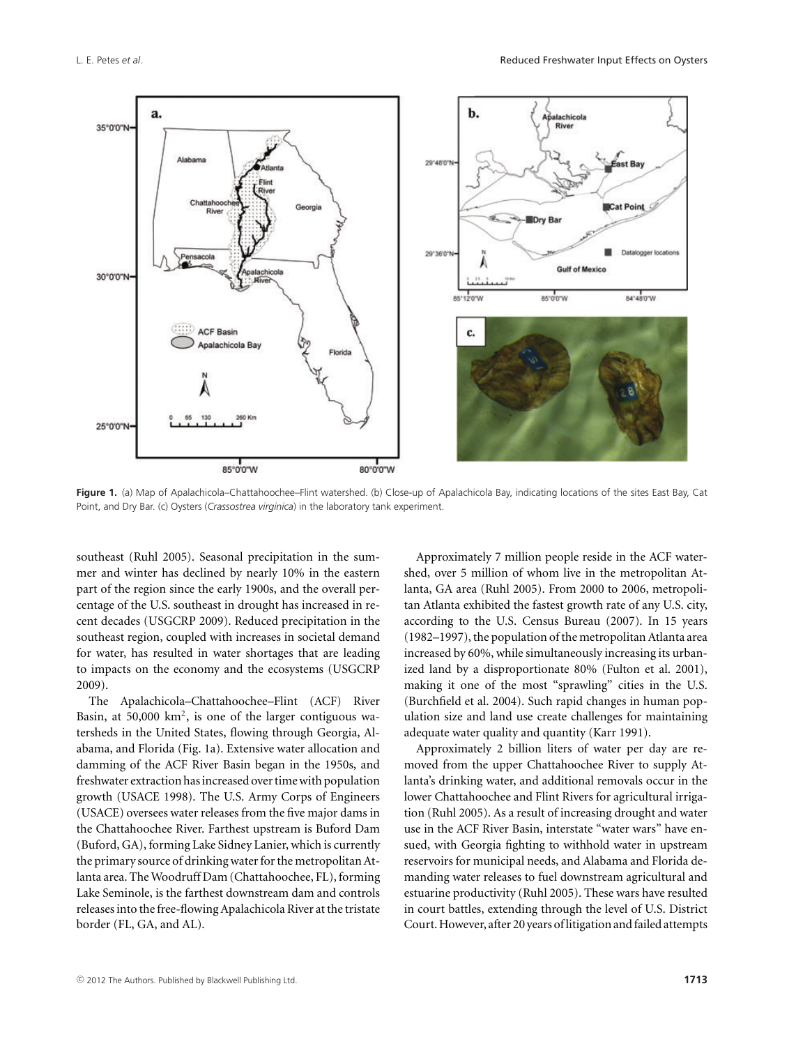Figure 1. (a) Map of Apalachicola–Chattahoochee–Flint watershed. (b) Close-up of Apalachicola Bay, indicating locations of the sites East Bay, Cat Point, and Dry Bar. (c) Oysters (*Crassostrea virginica*) in the laboratory tank experiment.

southeast (Ruhl 2005). Seasonal precipitation in the summer and winter has declined by nearly 10% in the eastern part of the region since the early 1900s, and the overall percentage of the U.S. southeast in drought has increased in recent decades (USGCRP 2009). Reduced precipitation in the southeast region, coupled with increases in societal demand for water, has resulted in water shortages that are leading to impacts on the economy and the ecosystems (USGCRP 2009).

The Apalachicola–Chattahoochee–Flint (ACF) River Basin, at 50,000 km$^2$, is one of the larger contiguous watersheds in the United States, flowing through Georgia, Alabama, and Florida (Fig. 1a). Extensive water allocation and damming of the ACF River Basin began in the 1950s, and freshwater extraction has increased over time with population growth (USACE 1998). The U.S. Army Corps of Engineers (USACE) oversees water releases from the five major dams in the Chattahoochee River. Farthest upstream is Buford Dam (Buford, GA), forming Lake Sidney Lanier, which is currently the primary source of drinking water for the metropolitan Atlanta area. The Woodruff Dam (Chattahoochee, FL), forming Lake Seminole, is the farthest downstream dam and controls releases into the free-flowing Apalachicola River at the tristate border (FL, GA, and AL).

Approximately 7 million people reside in the ACF watershed, over 5 million of whom live in the metropolitan Atlanta, GA area (Ruhl 2005). From 2000 to 2006, metropolitan Atlanta exhibited the fastest growth rate of any U.S. city, according to the U.S. Census Bureau (2007). In 15 years (1982–1997), the population of the metropolitan Atlanta area increased by 60%, while simultaneously increasing its urbanized land by a disproportionate 80% (Fulton et al. 2001), making it one of the most "sprawling" cities in the U.S. (Burchfield et al. 2004). Such rapid changes in human population size and land use create challenges for maintaining adequate water quality and quantity (Karr 1991).

Approximately 2 billion liters of water per day are removed from the upper Chattahoochee River to supply Atlanta's drinking water, and additional removals occur in the lower Chattahoochee and Flint Rivers for agricultural irrigation (Ruhl 2005). As a result of increasing drought and water use in the ACF River Basin, interstate "water wars" have ensued, with Georgia fighting to withhold water in upstream reservoirs for municipal needs, and Alabama and Florida demanding water releases to fuel downstream agricultural and estuarine productivity (Ruhl 2005). These wars have resulted in court battles, extending through the level of U.S. District Court. However, after 20 years of litigation and failed attempts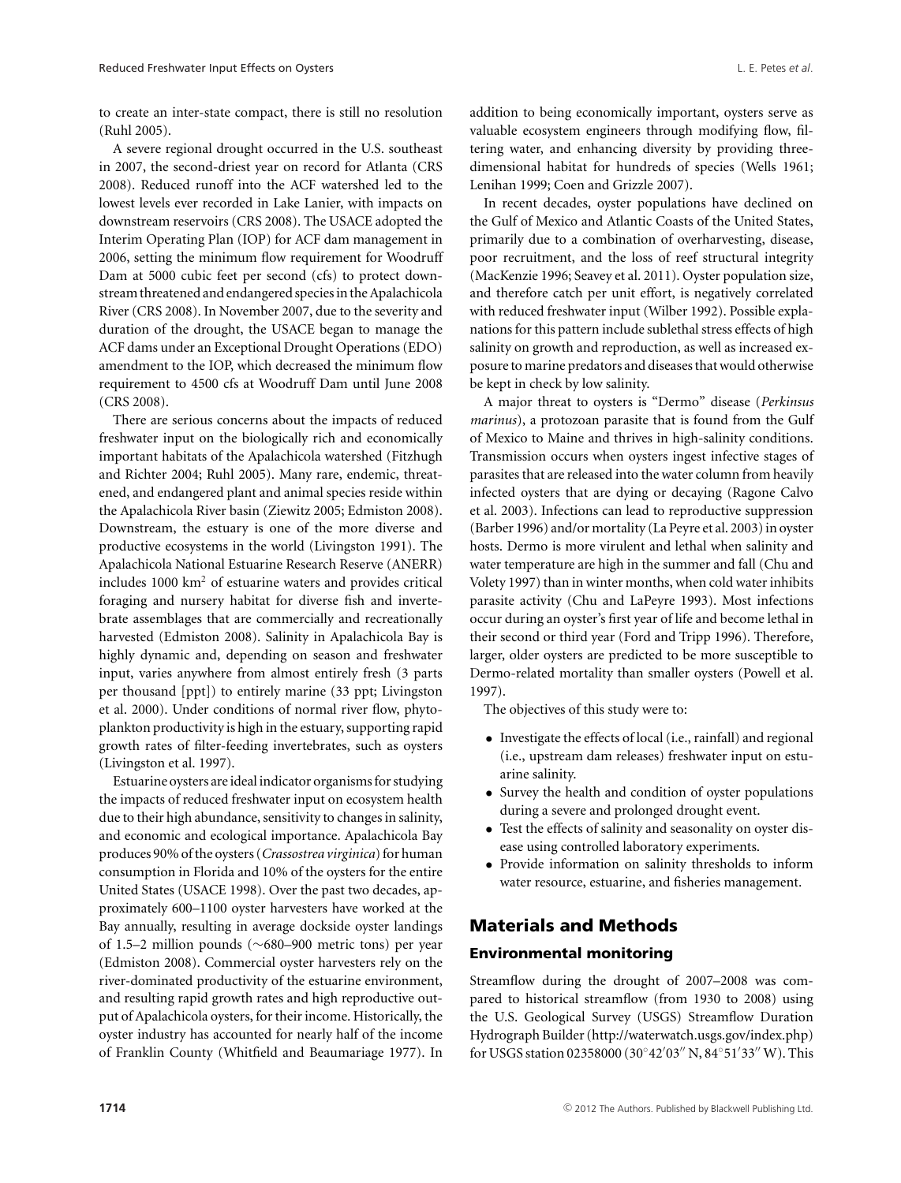to create an inter-state compact, there is still no resolution (Ruhl 2005).

A severe regional drought occurred in the U.S. southeast in 2007, the second-driest year on record for Atlanta (CRS 2008). Reduced runoff into the ACF watershed led to the lowest levels ever recorded in Lake Lanier, with impacts on downstream reservoirs (CRS 2008). The USACE adopted the Interim Operating Plan (IOP) for ACF dam management in 2006, setting the minimum flow requirement for Woodruff Dam at 5000 cubic feet per second (cfs) to protect downstream threatened and endangered species in the Apalachicola River (CRS 2008). In November 2007, due to the severity and duration of the drought, the USACE began to manage the ACF dams under an Exceptional Drought Operations (EDO) amendment to the IOP, which decreased the minimum flow requirement to 4500 cfs at Woodruff Dam until June 2008 (CRS 2008).

There are serious concerns about the impacts of reduced freshwater input on the biologically rich and economically important habitats of the Apalachicola watershed (Fitzhugh and Richter 2004; Ruhl 2005). Many rare, endemic, threatened, and endangered plant and animal species reside within the Apalachicola River basin (Ziewitz 2005; Edmiston 2008). Downstream, the estuary is one of the more diverse and productive ecosystems in the world (Livingston 1991). The Apalachicola National Estuarine Research Reserve (ANERR) includes 1000 km$^2$ of estuarine waters and provides critical foraging and nursery habitat for diverse fish and invertebrate assemblages that are commercially and recreationally harvested (Edmiston 2008). Salinity in Apalachicola Bay is highly dynamic and, depending on season and freshwater input, varies anywhere from almost entirely fresh (3 parts per thousand [ppt]) to entirely marine (33 ppt; Livingston et al. 2000). Under conditions of normal river flow, phytoplankton productivity is high in the estuary, supporting rapid growth rates of filter-feeding invertebrates, such as oysters (Livingston et al. 1997).

Estuarine oysters are ideal indicator organisms for studying the impacts of reduced freshwater input on ecosystem health due to their high abundance, sensitivity to changes in salinity, and economic and ecological importance. Apalachicola Bay produces 90% of the oysters (*Crassostrea virginica*) for human consumption in Florida and 10% of the oysters for the entire United States (USACE 1998). Over the past two decades, approximately 600–1100 oyster harvesters have worked at the Bay annually, resulting in average dockside oyster landings of 1.5–2 million pounds (~680–900 metric tons) per year (Edmiston 2008). Commercial oyster harvesters rely on the river-dominated productivity of the estuarine environment, and resulting rapid growth rates and high reproductive output of Apalachicola oysters, for their income. Historically, the oyster industry has accounted for nearly half of the income of Franklin County (Whitfield and Beaumariage 1977). In addition to being economically important, oysters serve as valuable ecosystem engineers through modifying flow, filtering water, and enhancing diversity by providing three-dimensional habitat for hundreds of species (Wells 1961; Lenihan 1999; Coen and Grizzle 2007).

In recent decades, oyster populations have declined on the Gulf of Mexico and Atlantic Coasts of the United States, primarily due to a combination of overharvesting, disease, poor recruitment, and the loss of reef structural integrity (MacKenzie 1996; Seavey et al. 2011). Oyster population size, and therefore catch per unit effort, is negatively correlated with reduced freshwater input (Wilber 1992). Possible explanations for this pattern include sublethal stress effects of high salinity on growth and reproduction, as well as increased exposure to marine predators and diseases that would otherwise be kept in check by low salinity.

A major threat to oysters is "Dermo" disease (*Perkinsus marinus*), a protozoan parasite that is found from the Gulf of Mexico to Maine and thrives in high-salinity conditions. Transmission occurs when oysters ingest infective stages of parasites that are released into the water column from heavily infected oysters that are dying or decaying (Ragone Calvo et al. 2003). Infections can lead to reproductive suppression (Barber 1996) and/or mortality (La Peyre et al. 2003) in oyster hosts. Dermo is more virulent and lethal when salinity and water temperature are high in the summer and fall (Chu and Volety 1997) than in winter months, when cold water inhibits parasite activity (Chu and LaPeyre 1993). Most infections occur during an oyster's first year of life and become lethal in their second or third year (Ford and Tripp 1996). Therefore, larger, older oysters are predicted to be more susceptible to Dermo-related mortality than smaller oysters (Powell et al. 1997).

The objectives of this study were to:

- Investigate the effects of local (i.e., rainfall) and regional (i.e., upstream dam releases) freshwater input on estuarine salinity.
- Survey the health and condition of oyster populations during a severe and prolonged drought event.
- Test the effects of salinity and seasonality on oyster disease using controlled laboratory experiments.
- Provide information on salinity thresholds to inform water resource, estuarine, and fisheries management.

## Materials and Methods

### Environmental monitoring

Streamflow during the drought of 2007–2008 was compared to historical streamflow (from 1930 to 2008) using the U.S. Geological Survey (USGS) Streamflow Duration Hydrograph Builder (http://waterwatch.usgs.gov/index.php) for USGS station 02358000 (30°42′03″ N, 84°51′33″ W). This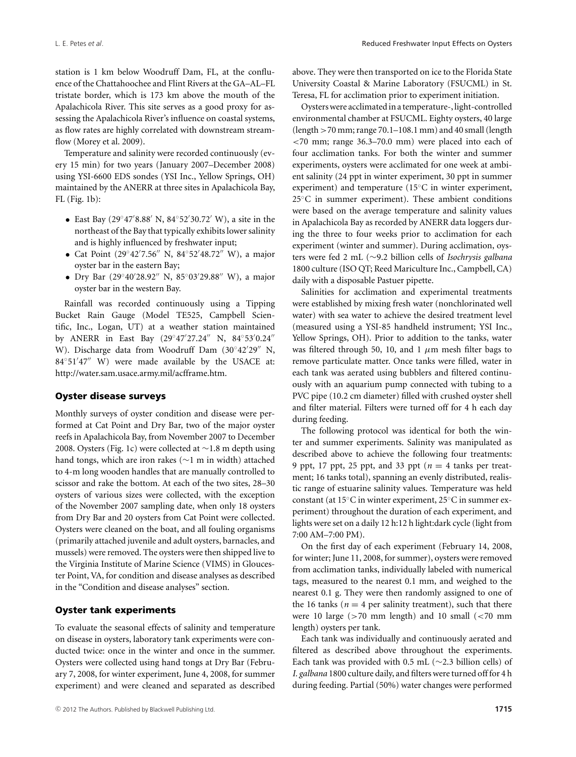station is 1 km below Woodruff Dam, FL, at the confluence of the Chattahoochee and Flint Rivers at the GA–AL–FL tristate border, which is 173 km above the mouth of the Apalachicola River. This site serves as a good proxy for assessing the Apalachicola River's influence on coastal systems, as flow rates are highly correlated with downstream streamflow (Morey et al. 2009).

Temperature and salinity were recorded continuously (every 15 min) for two years (January 2007–December 2008) using YSI-6600 EDS sondes (YSI Inc., Yellow Springs, OH) maintained by the ANERR at three sites in Apalachicola Bay, FL (Fig. 1b):

- East Bay (29°47′8.88′ N, 84°52′30.72′ W), a site in the northeast of the Bay that typically exhibits lower salinity and is highly influenced by freshwater input;
- Cat Point (29°42′7.56″ N, 84°52′48.72″ W), a major oyster bar in the eastern Bay;
- Dry Bar (29°40′28.92″ N, 85°03′29.88″ W), a major oyster bar in the western Bay.

Rainfall was recorded continuously using a Tipping Bucket Rain Gauge (Model TE525, Campbell Scientific, Inc., Logan, UT) at a weather station maintained by ANERR in East Bay (29°47′27.24″ N, 84°53′0.24″ W). Discharge data from Woodruff Dam (30°42′29″ N, 84°51′47″ W) were made available by the USACE at: http://water.sam.usace.army.mil/acfframe.htm.

## Oyster disease surveys

Monthly surveys of oyster condition and disease were performed at Cat Point and Dry Bar, two of the major oyster reefs in Apalachicola Bay, from November 2007 to December 2008. Oysters (Fig. 1c) were collected at ∼1.8 m depth using hand tongs, which are iron rakes (∼1 m in width) attached to 4-m long wooden handles that are manually controlled to scissor and rake the bottom. At each of the two sites, 28–30 oysters of various sizes were collected, with the exception of the November 2007 sampling date, when only 18 oysters from Dry Bar and 20 oysters from Cat Point were collected. Oysters were cleaned on the boat, and all fouling organisms (primarily attached juvenile and adult oysters, barnacles, and mussels) were removed. The oysters were then shipped live to the Virginia Institute of Marine Science (VIMS) in Gloucester Point, VA, for condition and disease analyses as described in the "Condition and disease analyses" section.

## Oyster tank experiments

To evaluate the seasonal effects of salinity and temperature on disease in oysters, laboratory tank experiments were conducted twice: once in the winter and once in the summer. Oysters were collected using hand tongs at Dry Bar (February 7, 2008, for winter experiment, June 4, 2008, for summer experiment) and were cleaned and separated as described above. They were then transported on ice to the Florida State University Coastal & Marine Laboratory (FSUCML) in St. Teresa, FL for acclimation prior to experiment initiation.

Oysters were acclimated in a temperature-, light-controlled environmental chamber at FSUCML. Eighty oysters, 40 large (length >70 mm; range 70.1–108.1 mm) and 40 small (length <70 mm; range 36.3–70.0 mm) were placed into each of four acclimation tanks. For both the winter and summer experiments, oysters were acclimated for one week at ambient salinity (24 ppt in winter experiment, 30 ppt in summer experiment) and temperature (15°C in winter experiment, 25°C in summer experiment). These ambient conditions were based on the average temperature and salinity values in Apalachicola Bay as recorded by ANERR data loggers during the three to four weeks prior to acclimation for each experiment (winter and summer). During acclimation, oysters were fed 2 mL (∼9.2 billion cells of *Isochrysis galbana* 1800 culture (ISO QT; Reed Mariculture Inc., Campbell, CA) daily with a disposable Pastuer pipette.

Salinities for acclimation and experimental treatments were established by mixing fresh water (nonchlorinated well water) with sea water to achieve the desired treatment level (measured using a YSI-85 handheld instrument; YSI Inc., Yellow Springs, OH). Prior to addition to the tanks, water was filtered through 50, 10, and 1 $\mu$m mesh filter bags to remove particulate matter. Once tanks were filled, water in each tank was aerated using bubblers and filtered continuously with an aquarium pump connected with tubing to a PVC pipe (10.2 cm diameter) filled with crushed oyster shell and filter material. Filters were turned off for 4 h each day during feeding.

The following protocol was identical for both the winter and summer experiments. Salinity was manipulated as described above to achieve the following four treatments: 9 ppt, 17 ppt, 25 ppt, and 33 ppt ($n = 4$ tanks per treatment; 16 tanks total), spanning an evenly distributed, realistic range of estuarine salinity values. Temperature was held constant (at 15°C in winter experiment, 25°C in summer experiment) throughout the duration of each experiment, and lights were set on a daily 12 h:12 h light:dark cycle (light from 7:00 AM–7:00 PM).

On the first day of each experiment (February 14, 2008, for winter; June 11, 2008, for summer), oysters were removed from acclimation tanks, individually labeled with numerical tags, measured to the nearest 0.1 mm, and weighed to the nearest 0.1 g. They were then randomly assigned to one of the 16 tanks ($n = 4$ per salinity treatment), such that there were 10 large (>70 mm length) and 10 small (<70 mm length) oysters per tank.

Each tank was individually and continuously aerated and filtered as described above throughout the experiments. Each tank was provided with 0.5 mL (∼2.3 billion cells) of *I. galbana* 1800 culture daily, and filters were turned off for 4 h during feeding. Partial (50%) water changes were performed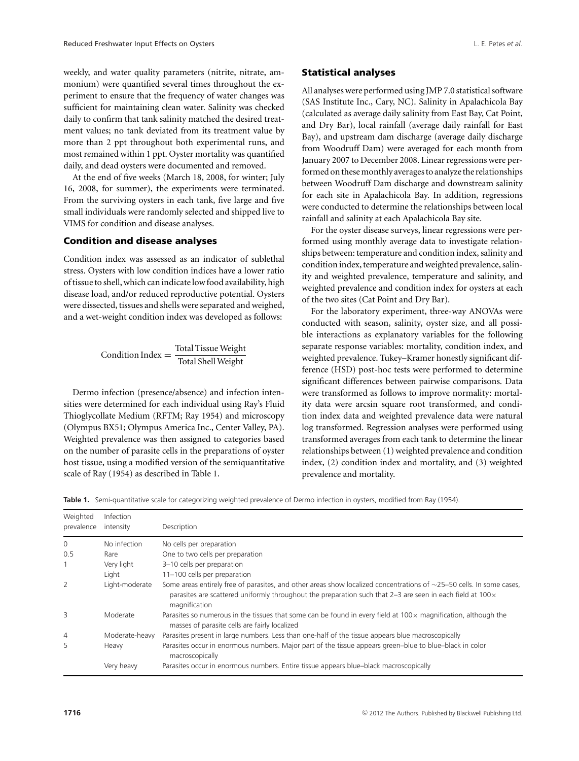weekly, and water quality parameters (nitrite, nitrate, ammonium) were quantified several times throughout the experiment to ensure that the frequency of water changes was sufficient for maintaining clean water. Salinity was checked daily to confirm that tank salinity matched the desired treatment values; no tank deviated from its treatment value by more than 2 ppt throughout both experimental runs, and most remained within 1 ppt. Oyster mortality was quantified daily, and dead oysters were documented and removed.

At the end of five weeks (March 18, 2008, for winter; July 16, 2008, for summer), the experiments were terminated. From the surviving oysters in each tank, five large and five small individuals were randomly selected and shipped live to VIMS for condition and disease analyses.

### Condition and disease analyses

Condition index was assessed as an indicator of sublethal stress. Oysters with low condition indices have a lower ratio of tissue to shell, which can indicate low food availability, high disease load, and/or reduced reproductive potential. Oysters were dissected, tissues and shells were separated and weighed, and a wet-weight condition index was developed as follows:

$$\text{Condition Index} = \frac{\text{Total Tissue Weight}}{\text{Total Shell Weight}}$$

Dermo infection (presence/absence) and infection intensities were determined for each individual using Ray's Fluid Thioglycollate Medium (RFTM; Ray 1954) and microscopy (Olympus BX51; Olympus America Inc., Center Valley, PA). Weighted prevalence was then assigned to categories based on the number of parasite cells in the preparations of oyster host tissue, using a modified version of the semiquantitative scale of Ray (1954) as described in Table 1.

### Statistical analyses

All analyses were performed using JMP 7.0 statistical software (SAS Institute Inc., Cary, NC). Salinity in Apalachicola Bay (calculated as average daily salinity from East Bay, Cat Point, and Dry Bar), local rainfall (average daily rainfall for East Bay), and upstream dam discharge (average daily discharge from Woodruff Dam) were averaged for each month from January 2007 to December 2008. Linear regressions were performed on these monthly averages to analyze the relationships between Woodruff Dam discharge and downstream salinity for each site in Apalachicola Bay. In addition, regressions were conducted to determine the relationships between local rainfall and salinity at each Apalachicola Bay site.

For the oyster disease surveys, linear regressions were performed using monthly average data to investigate relationships between: temperature and condition index, salinity and condition index, temperature and weighted prevalence, salinity and weighted prevalence, temperature and salinity, and weighted prevalence and condition index for oysters at each of the two sites (Cat Point and Dry Bar).

For the laboratory experiment, three-way ANOVAs were conducted with season, salinity, oyster size, and all possible interactions as explanatory variables for the following separate response variables: mortality, condition index, and weighted prevalence. Tukey–Kramer honestly significant difference (HSD) post-hoc tests were performed to determine significant differences between pairwise comparisons. Data were transformed as follows to improve normality: mortality data were arcsin square root transformed, and condition index data and weighted prevalence data were natural log transformed. Regression analyses were performed using transformed averages from each tank to determine the linear relationships between (1) weighted prevalence and condition index, (2) condition index and mortality, and (3) weighted prevalence and mortality.

**Table 1.** Semi-quantitative scale for categorizing weighted prevalence of Dermo infection in oysters, modified from Ray (1954).

| Weighted prevalence | Infection intensity | Description |
|---|---|---|
| 0 | No infection | No cells per preparation |
| 0.5 | Rare | One to two cells per preparation |
| 1 | Very light | 3–10 cells per preparation |
| | Light | 11–100 cells per preparation |
| 2 | Light-moderate | Some areas entirely free of parasites, and other areas show localized concentrations of ∼25–50 cells. In some cases, parasites are scattered uniformly throughout the preparation such that 2–3 are seen in each field at 100× magnification |
| 3 | Moderate | Parasites so numerous in the tissues that some can be found in every field at 100× magnification, although the masses of parasite cells are fairly localized |
| 4 | Moderate-heavy | Parasites present in large numbers. Less than one-half of the tissue appears blue macroscopically |
| 5 | Heavy | Parasites occur in enormous numbers. Major part of the tissue appears green–blue to blue–black in color macroscopically |
| | Very heavy | Parasites occur in enormous numbers. Entire tissue appears blue–black macroscopically |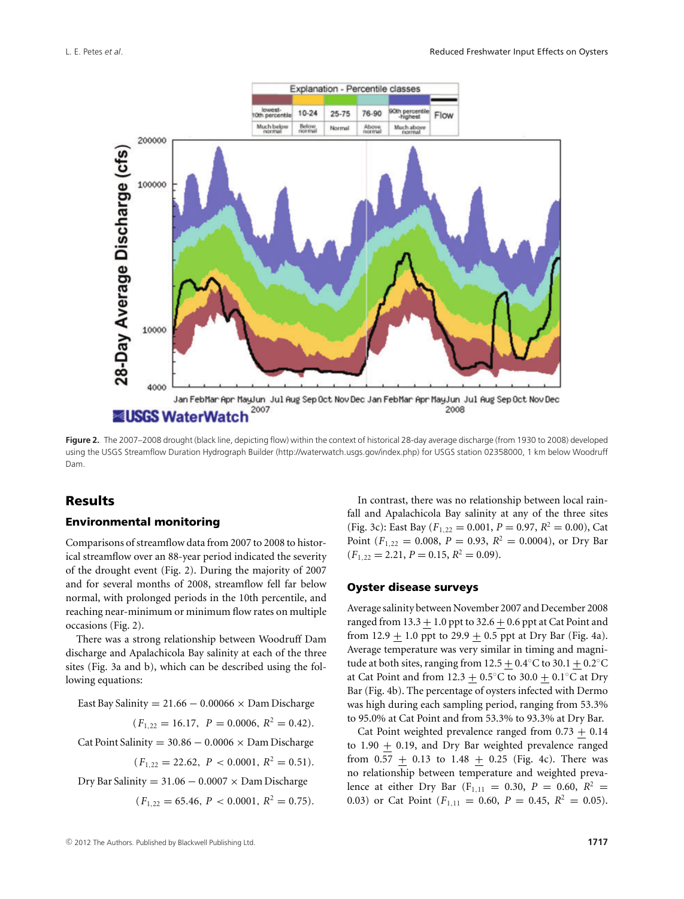Figure 2. The 2007–2008 drought (black line, depicting flow) within the context of historical 28-day average discharge (from 1930 to 2008) developed using the USGS Streamflow Duration Hydrograph Builder (http://waterwatch.usgs.gov/index.php) for USGS station 02358000, 1 km below Woodruff Dam.

## Results

### Environmental monitoring

Comparisons of streamflow data from 2007 to 2008 to historical streamflow over an 88-year period indicated the severity of the drought event (Fig. 2). During the majority of 2007 and for several months of 2008, streamflow fell far below normal, with prolonged periods in the 10th percentile, and reaching near-minimum or minimum flow rates on multiple occasions (Fig. 2).

There was a strong relationship between Woodruff Dam discharge and Apalachicola Bay salinity at each of the three sites (Fig. 3a and b), which can be described using the following equations:

$$\text{East Bay Salinity} = 21.66 - 0.00066 \times \text{Dam Discharge}$$
$$(F_{1,22} = 16.17,\ P = 0.0006,\ R^2 = 0.42).$$
$$\text{Cat Point Salinity} = 30.86 - 0.0006 \times \text{Dam Discharge}$$
$$(F_{1,22} = 22.62,\ P < 0.0001,\ R^2 = 0.51).$$
$$\text{Dry Bar Salinity} = 31.06 - 0.0007 \times \text{Dam Discharge}$$
$$(F_{1,22} = 65.46,\ P < 0.0001,\ R^2 = 0.75).$$

In contrast, there was no relationship between local rainfall and Apalachicola Bay salinity at any of the three sites (Fig. 3c): East Bay ($F_{1,22} = 0.001$, $P = 0.97$, $R^2 = 0.00$), Cat Point ($F_{1,22} = 0.008$, $P = 0.93$, $R^2 = 0.0004$), or Dry Bar ($F_{1,22} = 2.21$, $P = 0.15$, $R^2 = 0.09$).

### Oyster disease surveys

Average salinity between November 2007 and December 2008 ranged from 13.3 ± 1.0 ppt to 32.6 ± 0.6 ppt at Cat Point and from 12.9 ± 1.0 ppt to 29.9 ± 0.5 ppt at Dry Bar (Fig. 4a). Average temperature was very similar in timing and magnitude at both sites, ranging from 12.5 ± 0.4°C to 30.1 ± 0.2°C at Cat Point and from 12.3 ± 0.5°C to 30.0 ± 0.1°C at Dry Bar (Fig. 4b). The percentage of oysters infected with Dermo was high during each sampling period, ranging from 53.3% to 95.0% at Cat Point and from 53.3% to 93.3% at Dry Bar.

Cat Point weighted prevalence ranged from 0.73 ± 0.14 to 1.90 ± 0.19, and Dry Bar weighted prevalence ranged from 0.57 ± 0.13 to 1.48 ± 0.25 (Fig. 4c). There was no relationship between temperature and weighted prevalence at either Dry Bar ($F_{1,11} = 0.30$, $P = 0.60$, $R^2 = 0.03$) or Cat Point ($F_{1,11} = 0.60$, $P = 0.45$, $R^2 = 0.05$).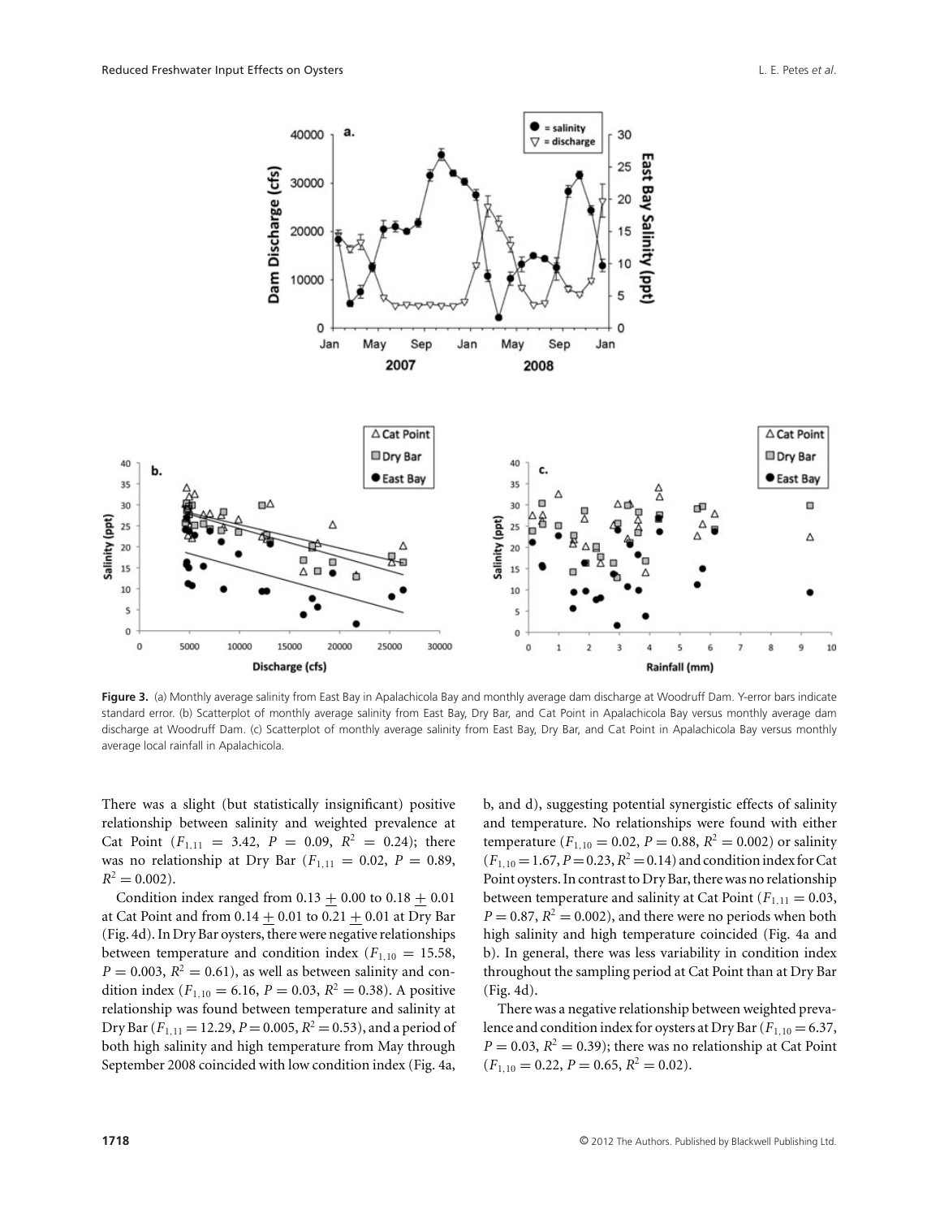**Figure 3.** (a) Monthly average salinity from East Bay in Apalachicola Bay and monthly average dam discharge at Woodruff Dam. Y-error bars indicate standard error. (b) Scatterplot of monthly average salinity from East Bay, Dry Bar, and Cat Point in Apalachicola Bay versus monthly average dam discharge at Woodruff Dam. (c) Scatterplot of monthly average salinity from East Bay, Dry Bar, and Cat Point in Apalachicola Bay versus monthly average local rainfall in Apalachicola.

There was a slight (but statistically insignificant) positive relationship between salinity and weighted prevalence at Cat Point ($F_{1,11} = 3.42$, $P = 0.09$, $R^2 = 0.24$); there was no relationship at Dry Bar ($F_{1,11} = 0.02$, $P = 0.89$, $R^2 = 0.002$).

Condition index ranged from $0.13 \pm 0.00$ to $0.18 \pm 0.01$ at Cat Point and from $0.14 \pm 0.01$ to $0.21 \pm 0.01$ at Dry Bar (Fig. 4d). In Dry Bar oysters, there were negative relationships between temperature and condition index ($F_{1,10} = 15.58$, $P = 0.003$, $R^2 = 0.61$), as well as between salinity and condition index ($F_{1,10} = 6.16$, $P = 0.03$, $R^2 = 0.38$). A positive relationship was found between temperature and salinity at Dry Bar ($F_{1,11} = 12.29$, $P = 0.005$, $R^2 = 0.53$), and a period of both high salinity and high temperature from May through September 2008 coincided with low condition index (Fig. 4a, b, and d), suggesting potential synergistic effects of salinity and temperature. No relationships were found with either temperature ($F_{1,10} = 0.02$, $P = 0.88$, $R^2 = 0.002$) or salinity ($F_{1,10} = 1.67$, $P = 0.23$, $R^2 = 0.14$) and condition index for Cat Point oysters. In contrast to Dry Bar, there was no relationship between temperature and salinity at Cat Point ($F_{1,11} = 0.03$, $P = 0.87$, $R^2 = 0.002$), and there were no periods when both high salinity and high temperature coincided (Fig. 4a and b). In general, there was less variability in condition index throughout the sampling period at Cat Point than at Dry Bar (Fig. 4d).

There was a negative relationship between weighted prevalence and condition index for oysters at Dry Bar ($F_{1,10} = 6.37$, $P = 0.03$, $R^2 = 0.39$); there was no relationship at Cat Point ($F_{1,10} = 0.22$, $P = 0.65$, $R^2 = 0.02$).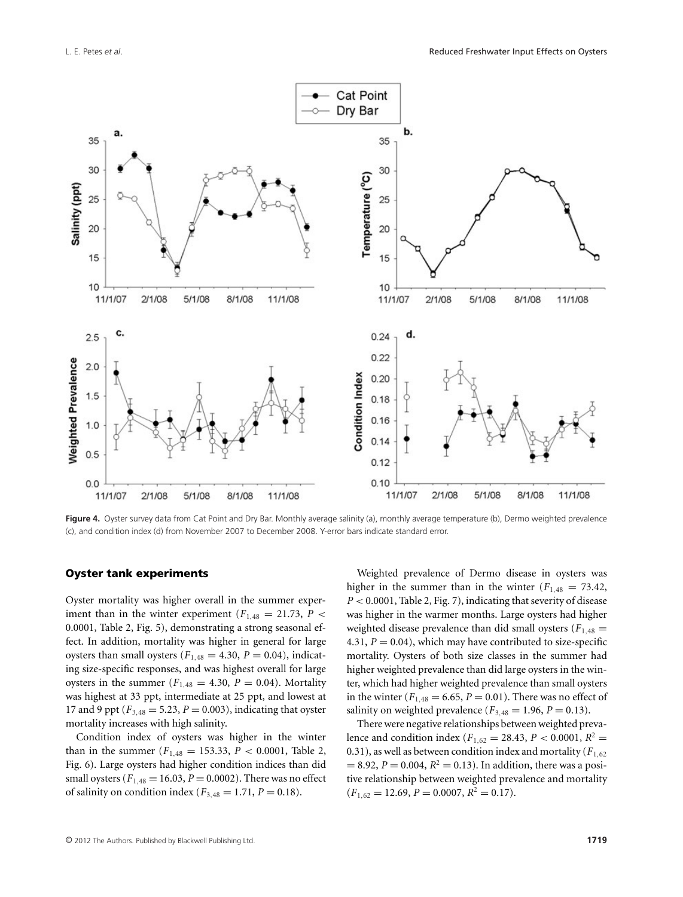**Figure 4.** Oyster survey data from Cat Point and Dry Bar. Monthly average salinity (a), monthly average temperature (b), Dermo weighted prevalence (c), and condition index (d) from November 2007 to December 2008. Y-error bars indicate standard error.

### Oyster tank experiments

Oyster mortality was higher overall in the summer experiment than in the winter experiment ($F_{1,48} = 21.73$, $P < 0.0001$, Table 2, Fig. 5), demonstrating a strong seasonal effect. In addition, mortality was higher in general for large oysters than small oysters ($F_{1,48} = 4.30$, $P = 0.04$), indicating size-specific responses, and was highest overall for large oysters in the summer ($F_{1,48} = 4.30$, $P = 0.04$). Mortality was highest at 33 ppt, intermediate at 25 ppt, and lowest at 17 and 9 ppt ($F_{3,48} = 5.23$, $P = 0.003$), indicating that oyster mortality increases with high salinity.

Condition index of oysters was higher in the winter than in the summer ($F_{1,48} = 153.33$, $P < 0.0001$, Table 2, Fig. 6). Large oysters had higher condition indices than did small oysters ($F_{1,48} = 16.03$, $P = 0.0002$). There was no effect of salinity on condition index ($F_{3,48} = 1.71$, $P = 0.18$).

Weighted prevalence of Dermo disease in oysters was higher in the summer than in the winter ($F_{1,48} = 73.42$, $P < 0.0001$, Table 2, Fig. 7), indicating that severity of disease was higher in the warmer months. Large oysters had higher weighted disease prevalence than did small oysters ($F_{1,48} = 4.31$, $P = 0.04$), which may have contributed to size-specific mortality. Oysters of both size classes in the summer had higher weighted prevalence than did large oysters in the winter, which had higher weighted prevalence than small oysters in the winter ($F_{1,48} = 6.65$, $P = 0.01$). There was no effect of salinity on weighted prevalence ($F_{3,48} = 1.96$, $P = 0.13$).

There were negative relationships between weighted prevalence and condition index ($F_{1,62} = 28.43$, $P < 0.0001$, $R^2 = 0.31$), as well as between condition index and mortality ($F_{1,62} = 8.92$, $P = 0.004$, $R^2 = 0.13$). In addition, there was a positive relationship between weighted prevalence and mortality ($F_{1,62} = 12.69$, $P = 0.0007$, $R^2 = 0.17$).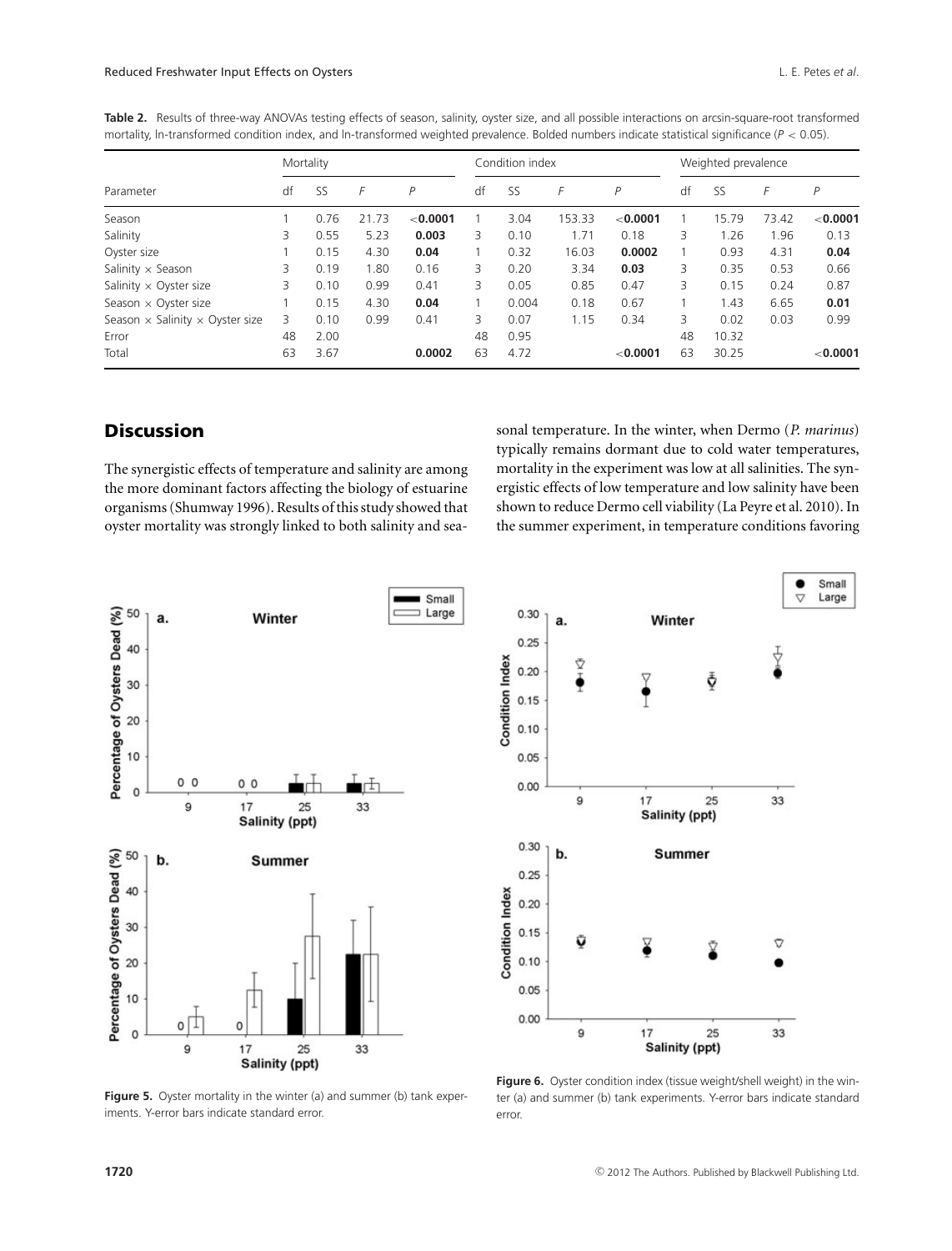**Table 2.** Results of three-way ANOVAs testing effects of season, salinity, oyster size, and all possible interactions on arcsin-square-root transformed mortality, ln-transformed condition index, and ln-transformed weighted prevalence. Bolded numbers indicate statistical significance ($P < 0.05$).

| Parameter | Mortality | | | | Condition index | | | | Weighted prevalence | | | |
|---|---|---|---|---|---|---|---|---|---|---|---|---|
| | df | SS | $F$ | $P$ | df | SS | $F$ | $P$ | df | SS | $F$ | $P$ |
| Season | 1 | 0.76 | 21.73 | **<0.0001** | 1 | 3.04 | 153.33 | **<0.0001** | 1 | 15.79 | 73.42 | **<0.0001** |
| Salinity | 3 | 0.55 | 5.23 | **0.003** | 3 | 0.10 | 1.71 | 0.18 | 3 | 1.26 | 1.96 | 0.13 |
| Oyster size | 1 | 0.15 | 4.30 | **0.04** | 1 | 0.32 | 16.03 | **0.0002** | 1 | 0.93 | 4.31 | **0.04** |
| Salinity × Season | 3 | 0.19 | 1.80 | 0.16 | 3 | 0.20 | 3.34 | **0.03** | 3 | 0.35 | 0.53 | 0.66 |
| Salinity × Oyster size | 3 | 0.10 | 0.99 | 0.41 | 3 | 0.05 | 0.85 | 0.47 | 3 | 0.15 | 0.24 | 0.87 |
| Season × Oyster size | 1 | 0.15 | 4.30 | **0.04** | 1 | 0.004 | 0.18 | 0.67 | 1 | 1.43 | 6.65 | **0.01** |
| Season × Salinity × Oyster size | 3 | 0.10 | 0.99 | 0.41 | 3 | 0.07 | 1.15 | 0.34 | 3 | 0.02 | 0.03 | 0.99 |
| Error | 48 | 2.00 | | | 48 | 0.95 | | | 48 | 10.32 | | |
| Total | 63 | 3.67 | | **0.0002** | 63 | 4.72 | | **<0.0001** | 63 | 30.25 | | **<0.0001** |

## Discussion

The synergistic effects of temperature and salinity are among the more dominant factors affecting the biology of estuarine organisms (Shumway 1996). Results of this study showed that oyster mortality was strongly linked to both salinity and seasonal temperature. In the winter, when Dermo (*P. marinus*) typically remains dormant due to cold water temperatures, mortality in the experiment was low at all salinities. The synergistic effects of low temperature and low salinity have been shown to reduce Dermo cell viability (La Peyre et al. 2010). In the summer experiment, in temperature conditions favoring

**Figure 5.** Oyster mortality in the winter (a) and summer (b) tank experiments. Y-error bars indicate standard error.

**Figure 6.** Oyster condition index (tissue weight/shell weight) in the winter (a) and summer (b) tank experiments. Y-error bars indicate standard error.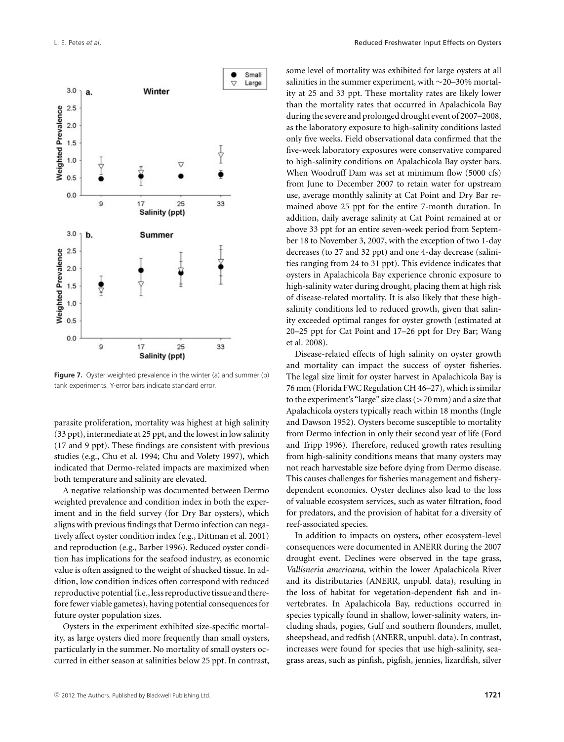**Figure 7.** Oyster weighted prevalence in the winter (a) and summer (b) tank experiments. Y-error bars indicate standard error.

parasite proliferation, mortality was highest at high salinity (33 ppt), intermediate at 25 ppt, and the lowest in low salinity (17 and 9 ppt). These findings are consistent with previous studies (e.g., Chu et al. 1994; Chu and Volety 1997), which indicated that Dermo-related impacts are maximized when both temperature and salinity are elevated.

A negative relationship was documented between Dermo weighted prevalence and condition index in both the experiment and in the field survey (for Dry Bar oysters), which aligns with previous findings that Dermo infection can negatively affect oyster condition index (e.g., Dittman et al. 2001) and reproduction (e.g., Barber 1996). Reduced oyster condition has implications for the seafood industry, as economic value is often assigned to the weight of shucked tissue. In addition, low condition indices often correspond with reduced reproductive potential (i.e., less reproductive tissue and therefore fewer viable gametes), having potential consequences for future oyster population sizes.

Oysters in the experiment exhibited size-specific mortality, as large oysters died more frequently than small oysters, particularly in the summer. No mortality of small oysters occurred in either season at salinities below 25 ppt. In contrast, some level of mortality was exhibited for large oysters at all salinities in the summer experiment, with ~20–30% mortality at 25 and 33 ppt. These mortality rates are likely lower than the mortality rates that occurred in Apalachicola Bay during the severe and prolonged drought event of 2007–2008, as the laboratory exposure to high-salinity conditions lasted only five weeks. Field observational data confirmed that the five-week laboratory exposures were conservative compared to high-salinity conditions on Apalachicola Bay oyster bars. When Woodruff Dam was set at minimum flow (5000 cfs) from June to December 2007 to retain water for upstream use, average monthly salinity at Cat Point and Dry Bar remained above 25 ppt for the entire 7-month duration. In addition, daily average salinity at Cat Point remained at or above 33 ppt for an entire seven-week period from September 18 to November 3, 2007, with the exception of two 1-day decreases (to 27 and 32 ppt) and one 4-day decrease (salinities ranging from 24 to 31 ppt). This evidence indicates that oysters in Apalachicola Bay experience chronic exposure to high-salinity water during drought, placing them at high risk of disease-related mortality. It is also likely that these high-salinity conditions led to reduced growth, given that salinity exceeded optimal ranges for oyster growth (estimated at 20–25 ppt for Cat Point and 17–26 ppt for Dry Bar; Wang et al. 2008).

Disease-related effects of high salinity on oyster growth and mortality can impact the success of oyster fisheries. The legal size limit for oyster harvest in Apalachicola Bay is 76 mm (Florida FWC Regulation CH 46–27), which is similar to the experiment's "large" size class (>70 mm) and a size that Apalachicola oysters typically reach within 18 months (Ingle and Dawson 1952). Oysters become susceptible to mortality from Dermo infection in only their second year of life (Ford and Tripp 1996). Therefore, reduced growth rates resulting from high-salinity conditions means that many oysters may not reach harvestable size before dying from Dermo disease. This causes challenges for fisheries management and fishery-dependent economies. Oyster declines also lead to the loss of valuable ecosystem services, such as water filtration, food for predators, and the provision of habitat for a diversity of reef-associated species.

In addition to impacts on oysters, other ecosystem-level consequences were documented in ANERR during the 2007 drought event. Declines were observed in the tape grass, *Vallisneria americana*, within the lower Apalachicola River and its distributaries (ANERR, unpubl. data), resulting in the loss of habitat for vegetation-dependent fish and invertebrates. In Apalachicola Bay, reductions occurred in species typically found in shallow, lower-salinity waters, including shads, pogies, Gulf and southern flounders, mullet, sheepshead, and redfish (ANERR, unpubl. data). In contrast, increases were found for species that use high-salinity, seagrass areas, such as pinfish, pigfish, jennies, lizardfish, silver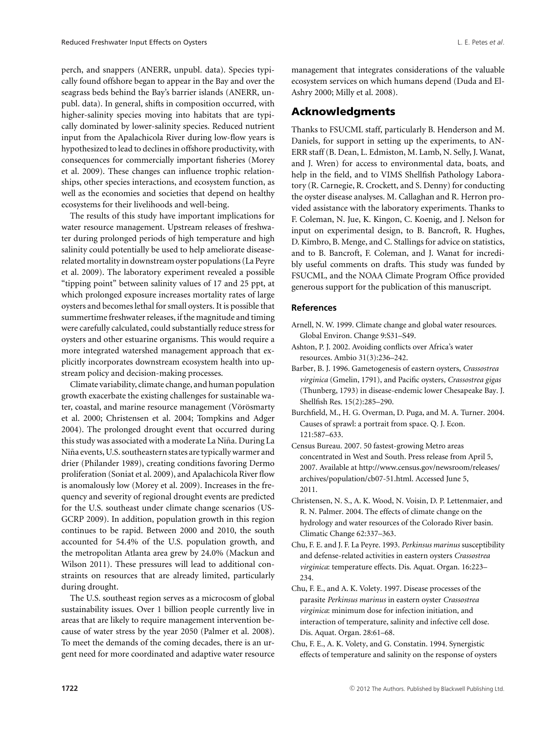perch, and snappers (ANERR, unpubl. data). Species typically found offshore began to appear in the Bay and over the seagrass beds behind the Bay's barrier islands (ANERR, unpubl. data). In general, shifts in composition occurred, with higher-salinity species moving into habitats that are typically dominated by lower-salinity species. Reduced nutrient input from the Apalachicola River during low-flow years is hypothesized to lead to declines in offshore productivity, with consequences for commercially important fisheries (Morey et al. 2009). These changes can influence trophic relationships, other species interactions, and ecosystem function, as well as the economies and societies that depend on healthy ecosystems for their livelihoods and well-being.

The results of this study have important implications for water resource management. Upstream releases of freshwater during prolonged periods of high temperature and high salinity could potentially be used to help ameliorate disease-related mortality in downstream oyster populations (La Peyre et al. 2009). The laboratory experiment revealed a possible "tipping point" between salinity values of 17 and 25 ppt, at which prolonged exposure increases mortality rates of large oysters and becomes lethal for small oysters. It is possible that summertime freshwater releases, if the magnitude and timing were carefully calculated, could substantially reduce stress for oysters and other estuarine organisms. This would require a more integrated watershed management approach that explicitly incorporates downstream ecosystem health into upstream policy and decision-making processes.

Climate variability, climate change, and human population growth exacerbate the existing challenges for sustainable water, coastal, and marine resource management (Vörösmarty et al. 2000; Christensen et al. 2004; Tompkins and Adger 2004). The prolonged drought event that occurred during this study was associated with a moderate La Niña. During La Niña events, U.S. southeastern states are typically warmer and drier (Philander 1989), creating conditions favoring Dermo proliferation (Soniat et al. 2009), and Apalachicola River flow is anomalously low (Morey et al. 2009). Increases in the frequency and severity of regional drought events are predicted for the U.S. southeast under climate change scenarios (USGCRP 2009). In addition, population growth in this region continues to be rapid. Between 2000 and 2010, the south accounted for 54.4% of the U.S. population growth, and the metropolitan Atlanta area grew by 24.0% (Mackun and Wilson 2011). These pressures will lead to additional constraints on resources that are already limited, particularly during drought.

The U.S. southeast region serves as a microcosm of global sustainability issues. Over 1 billion people currently live in areas that are likely to require management intervention because of water stress by the year 2050 (Palmer et al. 2008). To meet the demands of the coming decades, there is an urgent need for more coordinated and adaptive water resource management that integrates considerations of the valuable ecosystem services on which humans depend (Duda and El-Ashry 2000; Milly et al. 2008).

## Acknowledgments

Thanks to FSUCML staff, particularly B. Henderson and M. Daniels, for support in setting up the experiments, to ANERR staff (B. Dean, L. Edmiston, M. Lamb, N. Selly, J. Wanat, and J. Wren) for access to environmental data, boats, and help in the field, and to VIMS Shellfish Pathology Laboratory (R. Carnegie, R. Crockett, and S. Denny) for conducting the oyster disease analyses. M. Callaghan and R. Herron provided assistance with the laboratory experiments. Thanks to F. Coleman, N. Jue, K. Kingon, C. Koenig, and J. Nelson for input on experimental design, to B. Bancroft, R. Hughes, D. Kimbro, B. Menge, and C. Stallings for advice on statistics, and to B. Bancroft, F. Coleman, and J. Wanat for incredibly useful comments on drafts. This study was funded by FSUCML, and the NOAA Climate Program Office provided generous support for the publication of this manuscript.

### References

Arnell, N. W. 1999. Climate change and global water resources. Global Environ. Change 9:S31–S49.

Ashton, P. J. 2002. Avoiding conflicts over Africa's water resources. Ambio 31(3):236–242.

Barber, B. J. 1996. Gametogenesis of eastern oysters, *Crassostrea virginica* (Gmelin, 1791), and Pacific oysters, *Crassostrea gigas* (Thunberg, 1793) in disease-endemic lower Chesapeake Bay. J. Shellfish Res. 15(2):285–290.

Burchfield, M., H. G. Overman, D. Puga, and M. A. Turner. 2004. Causes of sprawl: a portrait from space. Q. J. Econ. 121:587–633.

Census Bureau. 2007. 50 fastest-growing Metro areas concentrated in West and South. Press release from April 5, 2007. Available at http://www.census.gov/newsroom/releases/archives/population/cb07-51.html. Accessed June 5, 2011.

Christensen, N. S., A. K. Wood, N. Voisin, D. P. Lettenmaier, and R. N. Palmer. 2004. The effects of climate change on the hydrology and water resources of the Colorado River basin. Climatic Change 62:337–363.

Chu, F. E. and J. F. La Peyre. 1993. *Perkinsus marinus* susceptibility and defense-related activities in eastern oysters *Crassostrea virginica*: temperature effects. Dis. Aquat. Organ. 16:223–234.

Chu, F. E., and A. K. Volety. 1997. Disease processes of the parasite *Perkinsus marinus* in eastern oyster *Crassostrea virginica*: minimum dose for infection initiation, and interaction of temperature, salinity and infective cell dose. Dis. Aquat. Organ. 28:61–68.

Chu, F. E., A. K. Volety, and G. Constatin. 1994. Synergistic effects of temperature and salinity on the response of oysters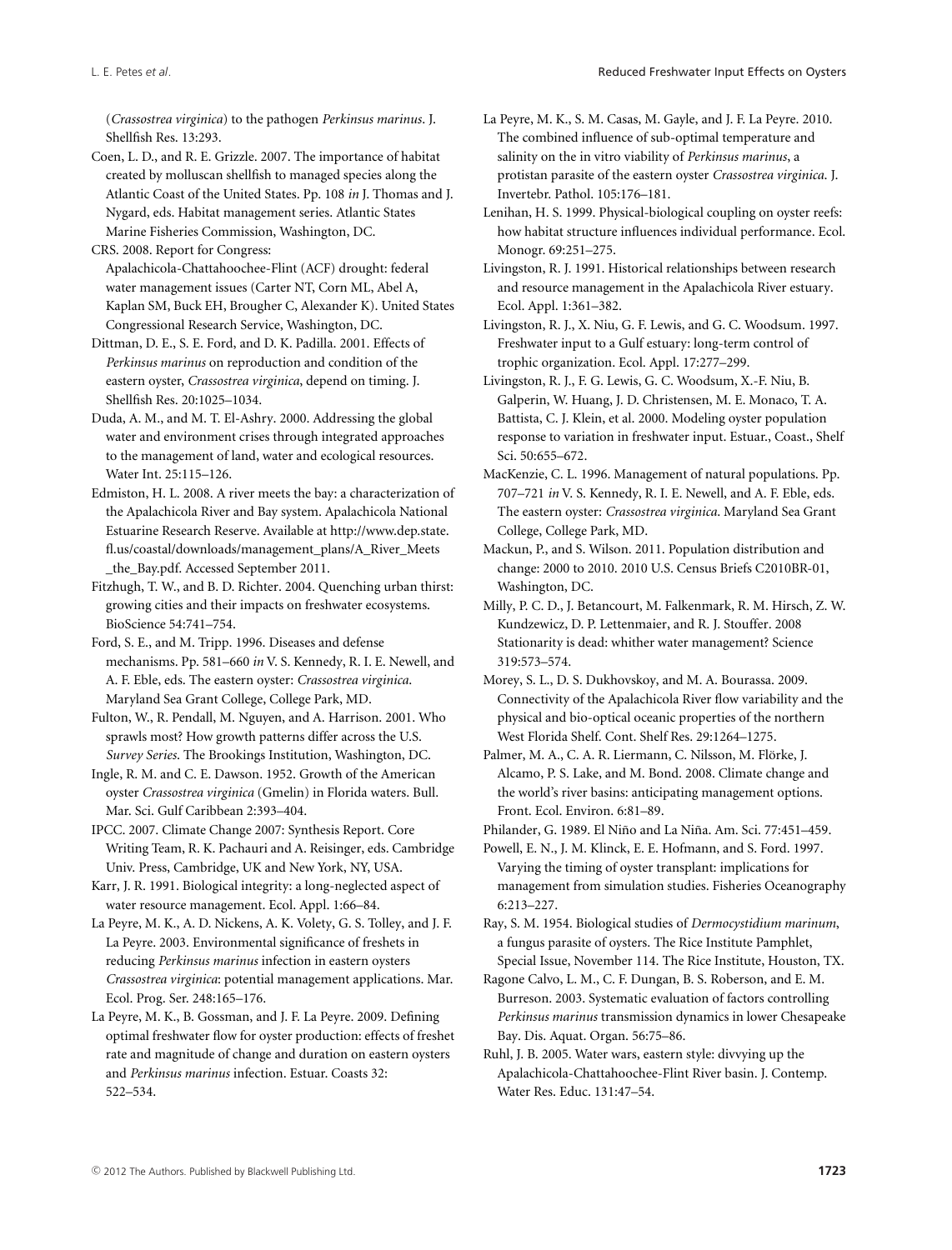(*Crassostrea virginica*) to the pathogen *Perkinsus marinus*. J. Shellfish Res. 13:293.

Coen, L. D., and R. E. Grizzle. 2007. The importance of habitat created by molluscan shellfish to managed species along the Atlantic Coast of the United States. Pp. 108 *in* J. Thomas and J. Nygard, eds. Habitat management series. Atlantic States Marine Fisheries Commission, Washington, DC.

CRS. 2008. Report for Congress: Apalachicola-Chattahoochee-Flint (ACF) drought: federal water management issues (Carter NT, Corn ML, Abel A, Kaplan SM, Buck EH, Brougher C, Alexander K). United States Congressional Research Service, Washington, DC.

Dittman, D. E., S. E. Ford, and D. K. Padilla. 2001. Effects of *Perkinsus marinus* on reproduction and condition of the eastern oyster, *Crassostrea virginica*, depend on timing. J. Shellfish Res. 20:1025–1034.

Duda, A. M., and M. T. El-Ashry. 2000. Addressing the global water and environment crises through integrated approaches to the management of land, water and ecological resources. Water Int. 25:115–126.

Edmiston, H. L. 2008. A river meets the bay: a characterization of the Apalachicola River and Bay system. Apalachicola National Estuarine Research Reserve. Available at http://www.dep.state.fl.us/coastal/downloads/management_plans/A_River_Meets_the_Bay.pdf. Accessed September 2011.

Fitzhugh, T. W., and B. D. Richter. 2004. Quenching urban thirst: growing cities and their impacts on freshwater ecosystems. BioScience 54:741–754.

Ford, S. E., and M. Tripp. 1996. Diseases and defense mechanisms. Pp. 581–660 *in* V. S. Kennedy, R. I. E. Newell, and A. F. Eble, eds. The eastern oyster: *Crassostrea virginica*. Maryland Sea Grant College, College Park, MD.

Fulton, W., R. Pendall, M. Nguyen, and A. Harrison. 2001. Who sprawls most? How growth patterns differ across the U.S. *Survey Series*. The Brookings Institution, Washington, DC.

Ingle, R. M. and C. E. Dawson. 1952. Growth of the American oyster *Crassostrea virginica* (Gmelin) in Florida waters. Bull. Mar. Sci. Gulf Caribbean 2:393–404.

IPCC. 2007. Climate Change 2007: Synthesis Report. Core Writing Team, R. K. Pachauri and A. Reisinger, eds. Cambridge Univ. Press, Cambridge, UK and New York, NY, USA.

Karr, J. R. 1991. Biological integrity: a long-neglected aspect of water resource management. Ecol. Appl. 1:66–84.

La Peyre, M. K., A. D. Nickens, A. K. Volety, G. S. Tolley, and J. F. La Peyre. 2003. Environmental significance of freshets in reducing *Perkinsus marinus* infection in eastern oysters *Crassostrea virginica*: potential management applications. Mar. Ecol. Prog. Ser. 248:165–176.

La Peyre, M. K., B. Gossman, and J. F. La Peyre. 2009. Defining optimal freshwater flow for oyster production: effects of freshet rate and magnitude of change and duration on eastern oysters and *Perkinsus marinus* infection. Estuar. Coasts 32: 522–534.

La Peyre, M. K., S. M. Casas, M. Gayle, and J. F. La Peyre. 2010. The combined influence of sub-optimal temperature and salinity on the in vitro viability of *Perkinsus marinus*, a protistan parasite of the eastern oyster *Crassostrea virginica*. J. Invertebr. Pathol. 105:176–181.

Lenihan, H. S. 1999. Physical-biological coupling on oyster reefs: how habitat structure influences individual performance. Ecol. Monogr. 69:251–275.

Livingston, R. J. 1991. Historical relationships between research and resource management in the Apalachicola River estuary. Ecol. Appl. 1:361–382.

Livingston, R. J., X. Niu, G. F. Lewis, and G. C. Woodsum. 1997. Freshwater input to a Gulf estuary: long-term control of trophic organization. Ecol. Appl. 17:277–299.

Livingston, R. J., F. G. Lewis, G. C. Woodsum, X.-F. Niu, B. Galperin, W. Huang, J. D. Christensen, M. E. Monaco, T. A. Battista, C. J. Klein, et al. 2000. Modeling oyster population response to variation in freshwater input. Estuar., Coast., Shelf Sci. 50:655–672.

MacKenzie, C. L. 1996. Management of natural populations. Pp. 707–721 *in* V. S. Kennedy, R. I. E. Newell, and A. F. Eble, eds. The eastern oyster: *Crassostrea virginica*. Maryland Sea Grant College, College Park, MD.

Mackun, P., and S. Wilson. 2011. Population distribution and change: 2000 to 2010. 2010 U.S. Census Briefs C2010BR-01, Washington, DC.

Milly, P. C. D., J. Betancourt, M. Falkenmark, R. M. Hirsch, Z. W. Kundzewicz, D. P. Lettenmaier, and R. J. Stouffer. 2008 Stationarity is dead: whither water management? Science 319:573–574.

Morey, S. L., D. S. Dukhovskoy, and M. A. Bourassa. 2009. Connectivity of the Apalachicola River flow variability and the physical and bio-optical oceanic properties of the northern West Florida Shelf. Cont. Shelf Res. 29:1264–1275.

Palmer, M. A., C. A. R. Liermann, C. Nilsson, M. Flörke, J. Alcamo, P. S. Lake, and M. Bond. 2008. Climate change and the world's river basins: anticipating management options. Front. Ecol. Environ. 6:81–89.

Philander, G. 1989. El Niño and La Niña. Am. Sci. 77:451–459.

Powell, E. N., J. M. Klinck, E. E. Hofmann, and S. Ford. 1997. Varying the timing of oyster transplant: implications for management from simulation studies. Fisheries Oceanography 6:213–227.

Ray, S. M. 1954. Biological studies of *Dermocystidium marinum*, a fungus parasite of oysters. The Rice Institute Pamphlet, Special Issue, November 114. The Rice Institute, Houston, TX.

Ragone Calvo, L. M., C. F. Dungan, B. S. Roberson, and E. M. Burreson. 2003. Systematic evaluation of factors controlling *Perkinsus marinus* transmission dynamics in lower Chesapeake Bay. Dis. Aquat. Organ. 56:75–86.

Ruhl, J. B. 2005. Water wars, eastern style: divvying up the Apalachicola-Chattahoochee-Flint River basin. J. Contemp. Water Res. Educ. 131:47–54.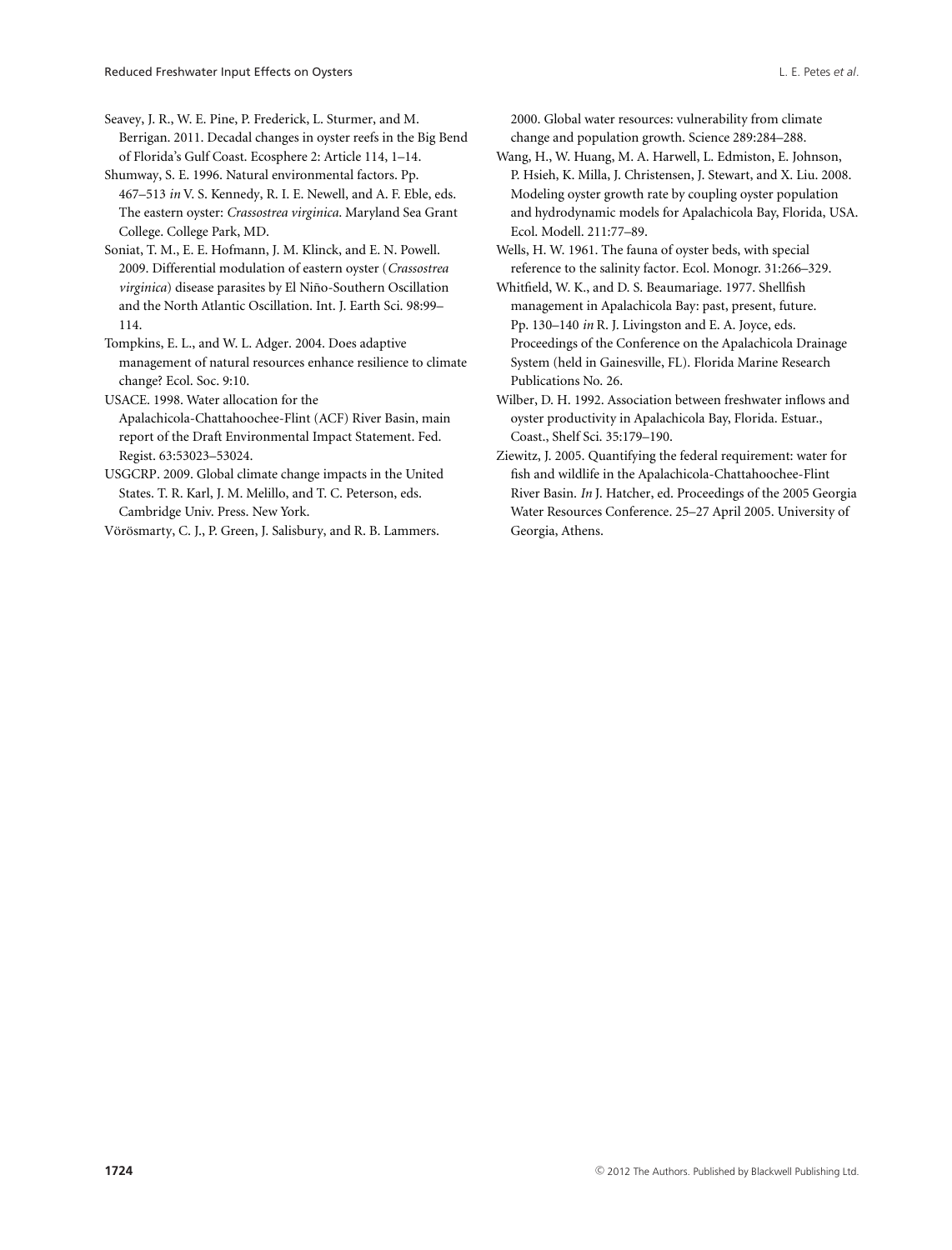Seavey, J. R., W. E. Pine, P. Frederick, L. Sturmer, and M. Berrigan. 2011. Decadal changes in oyster reefs in the Big Bend of Florida's Gulf Coast. Ecosphere 2: Article 114, 1–14.

Shumway, S. E. 1996. Natural environmental factors. Pp. 467–513 *in* V. S. Kennedy, R. I. E. Newell, and A. F. Eble, eds. The eastern oyster: *Crassostrea virginica*. Maryland Sea Grant College. College Park, MD.

Soniat, T. M., E. E. Hofmann, J. M. Klinck, and E. N. Powell. 2009. Differential modulation of eastern oyster (*Crassostrea virginica*) disease parasites by El Niño-Southern Oscillation and the North Atlantic Oscillation. Int. J. Earth Sci. 98:99–114.

Tompkins, E. L., and W. L. Adger. 2004. Does adaptive management of natural resources enhance resilience to climate change? Ecol. Soc. 9:10.

USACE. 1998. Water allocation for the Apalachicola-Chattahoochee-Flint (ACF) River Basin, main report of the Draft Environmental Impact Statement. Fed. Regist. 63:53023–53024.

USGCRP. 2009. Global climate change impacts in the United States. T. R. Karl, J. M. Melillo, and T. C. Peterson, eds. Cambridge Univ. Press. New York.

Vörösmarty, C. J., P. Green, J. Salisbury, and R. B. Lammers. 2000. Global water resources: vulnerability from climate change and population growth. Science 289:284–288.

Wang, H., W. Huang, M. A. Harwell, L. Edmiston, E. Johnson, P. Hsieh, K. Milla, J. Christensen, J. Stewart, and X. Liu. 2008. Modeling oyster growth rate by coupling oyster population and hydrodynamic models for Apalachicola Bay, Florida, USA. Ecol. Modell. 211:77–89.

Wells, H. W. 1961. The fauna of oyster beds, with special reference to the salinity factor. Ecol. Monogr. 31:266–329.

Whitfield, W. K., and D. S. Beaumariage. 1977. Shellfish management in Apalachicola Bay: past, present, future. Pp. 130–140 *in* R. J. Livingston and E. A. Joyce, eds. Proceedings of the Conference on the Apalachicola Drainage System (held in Gainesville, FL). Florida Marine Research Publications No. 26.

Wilber, D. H. 1992. Association between freshwater inflows and oyster productivity in Apalachicola Bay, Florida. Estuar., Coast., Shelf Sci. 35:179–190.

Ziewitz, J. 2005. Quantifying the federal requirement: water for fish and wildlife in the Apalachicola-Chattahoochee-Flint River Basin. *In* J. Hatcher, ed. Proceedings of the 2005 Georgia Water Resources Conference. 25–27 April 2005. University of Georgia, Athens.